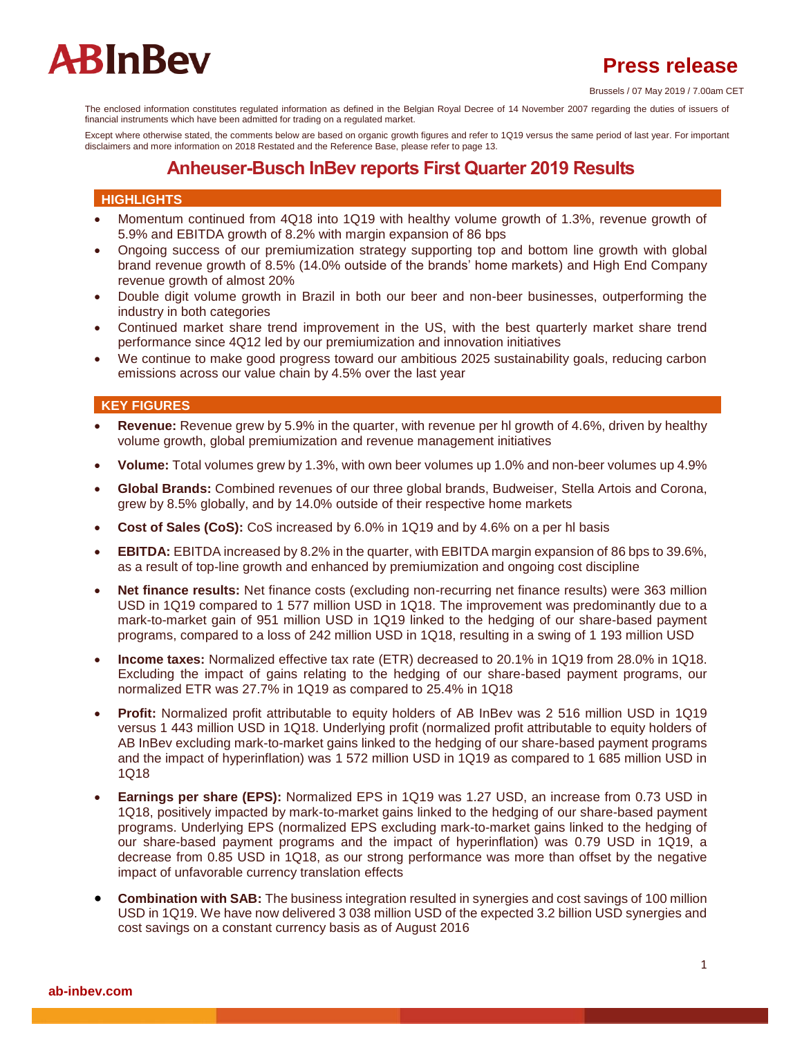**AB InBev**

# Press release

Brussels / 07 May 2019 / 7.00am CET

The enclosed information constitutes regulated information as defined in the Belgian Royal Decree of 14 November 2007 regarding the duties of issuers of financial instruments which have been admitted for trading on a regulated market.

Except where otherwise stated, the comments below are based on organic growth figures and refer to 1Q19 versus the same period of last year. For important disclaimers and more information on 2018 Restated and the Reference Base, please refer to page 13.

## Anheuser-Busch InBev reports First Quarter 2019 Results

### HIGHLIGHTS

- Momentum continued from 4Q18 into 1Q19 with healthy volume growth of 1.3%, revenue growth of 5.9% and EBITDA growth of 8.2% with margin expansion of 86 bps
- Ongoing success of our premiumization strategy supporting top and bottom line growth with global brand revenue growth of 8.5% (14.0% outside of the brands' home markets) and High End Company revenue growth of almost 20%
- Double digit volume growth in Brazil in both our beer and non-beer businesses, outperforming the industry in both categories
- Continued market share trend improvement in the US, with the best quarterly market share trend performance since 4Q12 led by our premiumization and innovation initiatives
- We continue to make good progress toward our ambitious 2025 sustainability goals, reducing carbon emissions across our value chain by 4.5% over the last year

### KEY FIGURES

- **Revenue:** Revenue grew by 5.9% in the quarter, with revenue per hl growth of 4.6%, driven by healthy volume growth, global premiumization and revenue management initiatives
- **Volume:** Total volumes grew by 1.3%, with own beer volumes up 1.0% and non-beer volumes up 4.9%
- **Global Brands:** Combined revenues of our three global brands, Budweiser, Stella Artois and Corona, grew by 8.5% globally, and by 14.0% outside of their respective home markets
- **Cost of Sales (CoS):** CoS increased by 6.0% in 1Q19 and by 4.6% on a per hl basis
- **EBITDA:** EBITDA increased by 8.2% in the quarter, with EBITDA margin expansion of 86 bps to 39.6%, as a result of top-line growth and enhanced by premiumization and ongoing cost discipline
- **Net finance results:** Net finance costs (excluding non-recurring net finance results) were 363 million USD in 1Q19 compared to 1 577 million USD in 1Q18. The improvement was predominantly due to a mark-to-market gain of 951 million USD in 1Q19 linked to the hedging of our share-based payment programs, compared to a loss of 242 million USD in 1Q18, resulting in a swing of 1 193 million USD
- **Income taxes:** Normalized effective tax rate (ETR) decreased to 20.1% in 1Q19 from 28.0% in 1Q18. Excluding the impact of gains relating to the hedging of our share-based payment programs, our normalized ETR was 27.7% in 1Q19 as compared to 25.4% in 1Q18
- **Profit:** Normalized profit attributable to equity holders of AB InBev was 2 516 million USD in 1Q19 versus 1 443 million USD in 1Q18. Underlying profit (normalized profit attributable to equity holders of AB InBev excluding mark-to-market gains linked to the hedging of our share-based payment programs and the impact of hyperinflation) was 1 572 million USD in 1Q19 as compared to 1 685 million USD in 1Q18
- **Earnings per share (EPS):** Normalized EPS in 1Q19 was 1.27 USD, an increase from 0.73 USD in 1Q18, positively impacted by mark-to-market gains linked to the hedging of our share-based payment programs. Underlying EPS (normalized EPS excluding mark-to-market gains linked to the hedging of our share-based payment programs and the impact of hyperinflation) was 0.79 USD in 1Q19, a decrease from 0.85 USD in 1Q18, as our strong performance was more than offset by the negative impact of unfavorable currency translation effects
- **Combination with SAB:** The business integration resulted in synergies and cost savings of 100 million USD in 1Q19. We have now delivered 3 038 million USD of the expected 3.2 billion USD synergies and cost savings on a constant currency basis as of August 2016

ab-inbev.com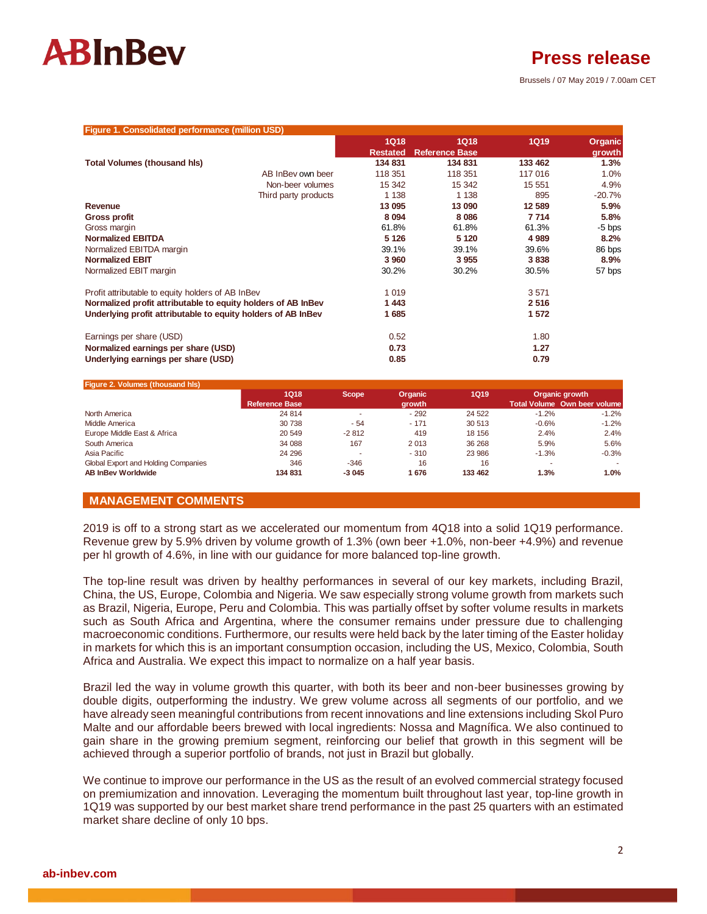**Figure 1. Consolidated performance (million USD)**

| | 1Q18 Restated | 1Q18 Reference Base | 1Q19 | Organic growth |
|---|---|---|---|---|
| **Total Volumes (thousand hls)** | **134 831** | **134 831** | **133 462** | **1.3%** |
| AB InBev own beer | 118 351 | 118 351 | 117 016 | 1.0% |
| Non-beer volumes | 15 342 | 15 342 | 15 551 | 4.9% |
| Third party products | 1 138 | 1 138 | 895 | -20.7% |
| **Revenue** | **13 095** | **13 090** | **12 589** | **5.9%** |
| **Gross profit** | **8 094** | **8 086** | **7 714** | **5.8%** |
| Gross margin | 61.8% | 61.8% | 61.3% | -5 bps |
| **Normalized EBITDA** | **5 126** | **5 120** | **4 989** | **8.2%** |
| Normalized EBITDA margin | 39.1% | 39.1% | 39.6% | 86 bps |
| **Normalized EBIT** | **3 960** | **3 955** | **3 838** | **8.9%** |
| Normalized EBIT margin | 30.2% | 30.2% | 30.5% | 57 bps |
| | | | | |
| Profit attributable to equity holders of AB InBev | 1 019 | | 3 571 | |
| **Normalized profit attributable to equity holders of AB InBev** | **1 443** | | **2 516** | |
| **Underlying profit attributable to equity holders of AB InBev** | **1 685** | | **1 572** | |
| | | | | |
| Earnings per share (USD) | 0.52 | | 1.80 | |
| **Normalized earnings per share (USD)** | **0.73** | | **1.27** | |
| **Underlying earnings per share (USD)** | **0.85** | | **0.79** | |

**Figure 2. Volumes (thousand hls)**

| | 1Q18 Reference Base | Scope | Organic growth | 1Q19 | Organic growth Total Volume | Organic growth Own beer volume |
|---|---|---|---|---|---|---|
| North America | 24 814 | - | - 292 | 24 522 | -1.2% | -1.2% |
| Middle America | 30 738 | - 54 | - 171 | 30 513 | -0.6% | -1.2% |
| Europe Middle East & Africa | 20 549 | -2 812 | 419 | 18 156 | 2.4% | 2.4% |
| South America | 34 088 | 167 | 2 013 | 36 268 | 5.9% | 5.6% |
| Asia Pacific | 24 296 | - | - 310 | 23 986 | -1.3% | -0.3% |
| Global Export and Holding Companies | 346 | -346 | 16 | 16 | - | - |
| **AB InBev Worldwide** | **134 831** | **-3 045** | **1 676** | **133 462** | **1.3%** | **1.0%** |

## MANAGEMENT COMMENTS

2019 is off to a strong start as we accelerated our momentum from 4Q18 into a solid 1Q19 performance. Revenue grew by 5.9% driven by volume growth of 1.3% (own beer +1.0%, non-beer +4.9%) and revenue per hl growth of 4.6%, in line with our guidance for more balanced top-line growth.

The top-line result was driven by healthy performances in several of our key markets, including Brazil, China, the US, Europe, Colombia and Nigeria. We saw especially strong volume growth from markets such as Brazil, Nigeria, Europe, Peru and Colombia. This was partially offset by softer volume results in markets such as South Africa and Argentina, where the consumer remains under pressure due to challenging macroeconomic conditions. Furthermore, our results were held back by the later timing of the Easter holiday in markets for which this is an important consumption occasion, including the US, Mexico, Colombia, South Africa and Australia. We expect this impact to normalize on a half year basis.

Brazil led the way in volume growth this quarter, with both its beer and non-beer businesses growing by double digits, outperforming the industry. We grew volume across all segments of our portfolio, and we have already seen meaningful contributions from recent innovations and line extensions including Skol Puro Malte and our affordable beers brewed with local ingredients: Nossa and Magnífica. We also continued to gain share in the growing premium segment, reinforcing our belief that growth in this segment will be achieved through a superior portfolio of brands, not just in Brazil but globally.

We continue to improve our performance in the US as the result of an evolved commercial strategy focused on premiumization and innovation. Leveraging the momentum built throughout last year, top-line growth in 1Q19 was supported by our best market share trend performance in the past 25 quarters with an estimated market share decline of only 10 bps.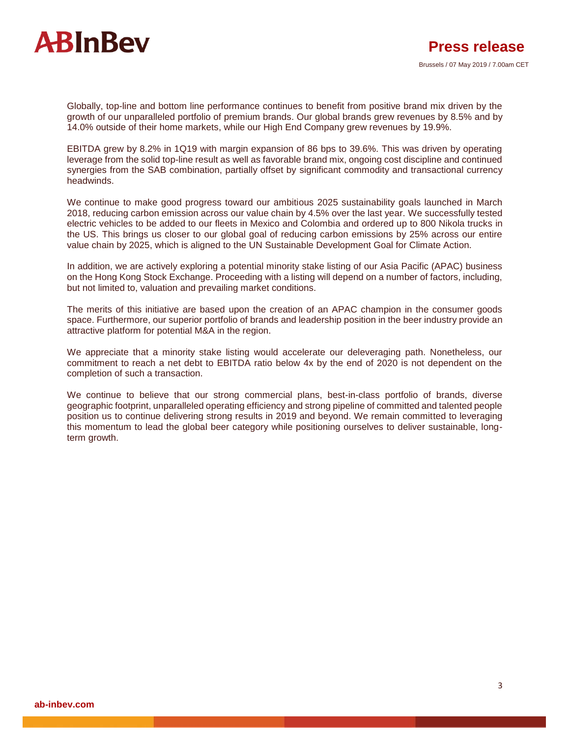Globally, top-line and bottom line performance continues to benefit from positive brand mix driven by the growth of our unparalleled portfolio of premium brands. Our global brands grew revenues by 8.5% and by 14.0% outside of their home markets, while our High End Company grew revenues by 19.9%.

EBITDA grew by 8.2% in 1Q19 with margin expansion of 86 bps to 39.6%. This was driven by operating leverage from the solid top-line result as well as favorable brand mix, ongoing cost discipline and continued synergies from the SAB combination, partially offset by significant commodity and transactional currency headwinds.

We continue to make good progress toward our ambitious 2025 sustainability goals launched in March 2018, reducing carbon emission across our value chain by 4.5% over the last year. We successfully tested electric vehicles to be added to our fleets in Mexico and Colombia and ordered up to 800 Nikola trucks in the US. This brings us closer to our global goal of reducing carbon emissions by 25% across our entire value chain by 2025, which is aligned to the UN Sustainable Development Goal for Climate Action.

In addition, we are actively exploring a potential minority stake listing of our Asia Pacific (APAC) business on the Hong Kong Stock Exchange. Proceeding with a listing will depend on a number of factors, including, but not limited to, valuation and prevailing market conditions.

The merits of this initiative are based upon the creation of an APAC champion in the consumer goods space. Furthermore, our superior portfolio of brands and leadership position in the beer industry provide an attractive platform for potential M&A in the region.

We appreciate that a minority stake listing would accelerate our deleveraging path. Nonetheless, our commitment to reach a net debt to EBITDA ratio below 4x by the end of 2020 is not dependent on the completion of such a transaction.

We continue to believe that our strong commercial plans, best-in-class portfolio of brands, diverse geographic footprint, unparalleled operating efficiency and strong pipeline of committed and talented people position us to continue delivering strong results in 2019 and beyond. We remain committed to leveraging this momentum to lead the global beer category while positioning ourselves to deliver sustainable, long-term growth.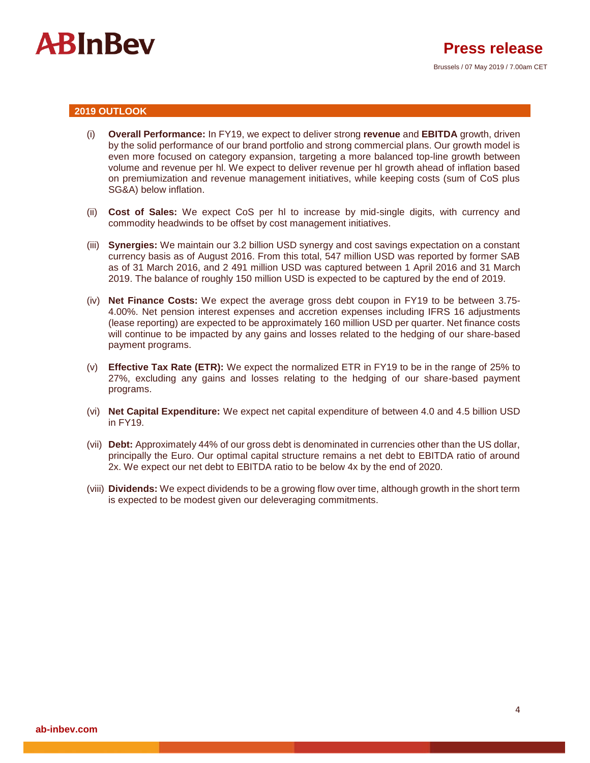## 2019 OUTLOOK

(i) **Overall Performance:** In FY19, we expect to deliver strong **revenue** and **EBITDA** growth, driven by the solid performance of our brand portfolio and strong commercial plans. Our growth model is even more focused on category expansion, targeting a more balanced top-line growth between volume and revenue per hl. We expect to deliver revenue per hl growth ahead of inflation based on premiumization and revenue management initiatives, while keeping costs (sum of CoS plus SG&A) below inflation.

(ii) **Cost of Sales:** We expect CoS per hl to increase by mid-single digits, with currency and commodity headwinds to be offset by cost management initiatives.

(iii) **Synergies:** We maintain our 3.2 billion USD synergy and cost savings expectation on a constant currency basis as of August 2016. From this total, 547 million USD was reported by former SAB as of 31 March 2016, and 2 491 million USD was captured between 1 April 2016 and 31 March 2019. The balance of roughly 150 million USD is expected to be captured by the end of 2019.

(iv) **Net Finance Costs:** We expect the average gross debt coupon in FY19 to be between 3.75-4.00%. Net pension interest expenses and accretion expenses including IFRS 16 adjustments (lease reporting) are expected to be approximately 160 million USD per quarter. Net finance costs will continue to be impacted by any gains and losses related to the hedging of our share-based payment programs.

(v) **Effective Tax Rate (ETR):** We expect the normalized ETR in FY19 to be in the range of 25% to 27%, excluding any gains and losses relating to the hedging of our share-based payment programs.

(vi) **Net Capital Expenditure:** We expect net capital expenditure of between 4.0 and 4.5 billion USD in FY19.

(vii) **Debt:** Approximately 44% of our gross debt is denominated in currencies other than the US dollar, principally the Euro. Our optimal capital structure remains a net debt to EBITDA ratio of around 2x. We expect our net debt to EBITDA ratio to be below 4x by the end of 2020.

(viii) **Dividends:** We expect dividends to be a growing flow over time, although growth in the short term is expected to be modest given our deleveraging commitments.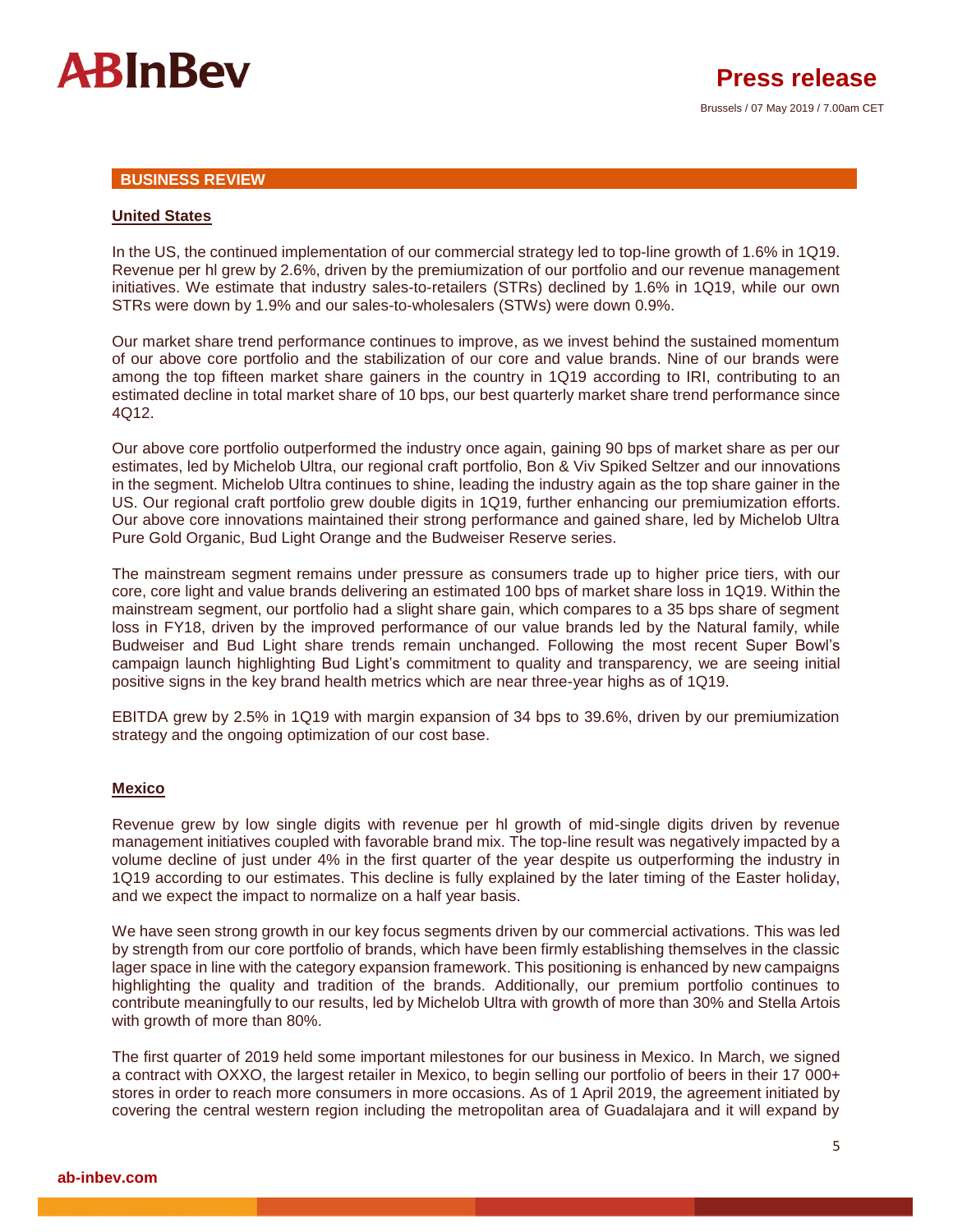## BUSINESS REVIEW

### United States

In the US, the continued implementation of our commercial strategy led to top-line growth of 1.6% in 1Q19. Revenue per hl grew by 2.6%, driven by the premiumization of our portfolio and our revenue management initiatives. We estimate that industry sales-to-retailers (STRs) declined by 1.6% in 1Q19, while our own STRs were down by 1.9% and our sales-to-wholesalers (STWs) were down 0.9%.

Our market share trend performance continues to improve, as we invest behind the sustained momentum of our above core portfolio and the stabilization of our core and value brands. Nine of our brands were among the top fifteen market share gainers in the country in 1Q19 according to IRI, contributing to an estimated decline in total market share of 10 bps, our best quarterly market share trend performance since 4Q12.

Our above core portfolio outperformed the industry once again, gaining 90 bps of market share as per our estimates, led by Michelob Ultra, our regional craft portfolio, Bon & Viv Spiked Seltzer and our innovations in the segment. Michelob Ultra continues to shine, leading the industry again as the top share gainer in the US. Our regional craft portfolio grew double digits in 1Q19, further enhancing our premiumization efforts. Our above core innovations maintained their strong performance and gained share, led by Michelob Ultra Pure Gold Organic, Bud Light Orange and the Budweiser Reserve series.

The mainstream segment remains under pressure as consumers trade up to higher price tiers, with our core, core light and value brands delivering an estimated 100 bps of market share loss in 1Q19. Within the mainstream segment, our portfolio had a slight share gain, which compares to a 35 bps share of segment loss in FY18, driven by the improved performance of our value brands led by the Natural family, while Budweiser and Bud Light share trends remain unchanged. Following the most recent Super Bowl's campaign launch highlighting Bud Light's commitment to quality and transparency, we are seeing initial positive signs in the key brand health metrics which are near three-year highs as of 1Q19.

EBITDA grew by 2.5% in 1Q19 with margin expansion of 34 bps to 39.6%, driven by our premiumization strategy and the ongoing optimization of our cost base.

### Mexico

Revenue grew by low single digits with revenue per hl growth of mid-single digits driven by revenue management initiatives coupled with favorable brand mix. The top-line result was negatively impacted by a volume decline of just under 4% in the first quarter of the year despite us outperforming the industry in 1Q19 according to our estimates. This decline is fully explained by the later timing of the Easter holiday, and we expect the impact to normalize on a half year basis.

We have seen strong growth in our key focus segments driven by our commercial activations. This was led by strength from our core portfolio of brands, which have been firmly establishing themselves in the classic lager space in line with the category expansion framework. This positioning is enhanced by new campaigns highlighting the quality and tradition of the brands. Additionally, our premium portfolio continues to contribute meaningfully to our results, led by Michelob Ultra with growth of more than 30% and Stella Artois with growth of more than 80%.

The first quarter of 2019 held some important milestones for our business in Mexico. In March, we signed a contract with OXXO, the largest retailer in Mexico, to begin selling our portfolio of beers in their 17 000+ stores in order to reach more consumers in more occasions. As of 1 April 2019, the agreement initiated by covering the central western region including the metropolitan area of Guadalajara and it will expand by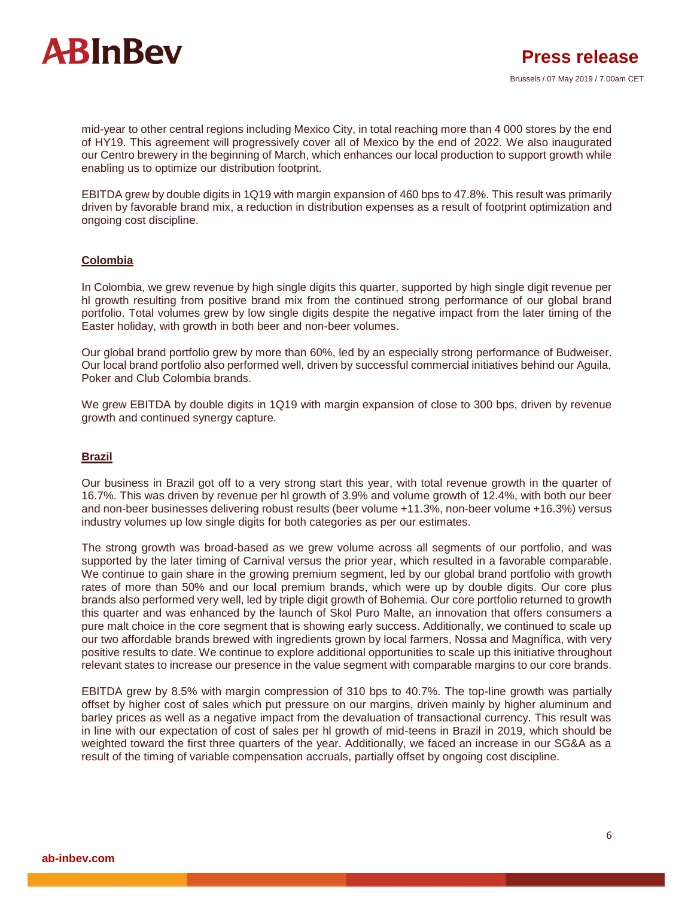mid-year to other central regions including Mexico City, in total reaching more than 4 000 stores by the end of HY19. This agreement will progressively cover all of Mexico by the end of 2022. We also inaugurated our Centro brewery in the beginning of March, which enhances our local production to support growth while enabling us to optimize our distribution footprint.

EBITDA grew by double digits in 1Q19 with margin expansion of 460 bps to 47.8%. This result was primarily driven by favorable brand mix, a reduction in distribution expenses as a result of footprint optimization and ongoing cost discipline.

## Colombia

In Colombia, we grew revenue by high single digits this quarter, supported by high single digit revenue per hl growth resulting from positive brand mix from the continued strong performance of our global brand portfolio. Total volumes grew by low single digits despite the negative impact from the later timing of the Easter holiday, with growth in both beer and non-beer volumes.

Our global brand portfolio grew by more than 60%, led by an especially strong performance of Budweiser. Our local brand portfolio also performed well, driven by successful commercial initiatives behind our Aguila, Poker and Club Colombia brands.

We grew EBITDA by double digits in 1Q19 with margin expansion of close to 300 bps, driven by revenue growth and continued synergy capture.

## Brazil

Our business in Brazil got off to a very strong start this year, with total revenue growth in the quarter of 16.7%. This was driven by revenue per hl growth of 3.9% and volume growth of 12.4%, with both our beer and non-beer businesses delivering robust results (beer volume +11.3%, non-beer volume +16.3%) versus industry volumes up low single digits for both categories as per our estimates.

The strong growth was broad-based as we grew volume across all segments of our portfolio, and was supported by the later timing of Carnival versus the prior year, which resulted in a favorable comparable. We continue to gain share in the growing premium segment, led by our global brand portfolio with growth rates of more than 50% and our local premium brands, which were up by double digits. Our core plus brands also performed very well, led by triple digit growth of Bohemia. Our core portfolio returned to growth this quarter and was enhanced by the launch of Skol Puro Malte, an innovation that offers consumers a pure malt choice in the core segment that is showing early success. Additionally, we continued to scale up our two affordable brands brewed with ingredients grown by local farmers, Nossa and Magnífica, with very positive results to date. We continue to explore additional opportunities to scale up this initiative throughout relevant states to increase our presence in the value segment with comparable margins to our core brands.

EBITDA grew by 8.5% with margin compression of 310 bps to 40.7%. The top-line growth was partially offset by higher cost of sales which put pressure on our margins, driven mainly by higher aluminum and barley prices as well as a negative impact from the devaluation of transactional currency. This result was in line with our expectation of cost of sales per hl growth of mid-teens in Brazil in 2019, which should be weighted toward the first three quarters of the year. Additionally, we faced an increase in our SG&A as a result of the timing of variable compensation accruals, partially offset by ongoing cost discipline.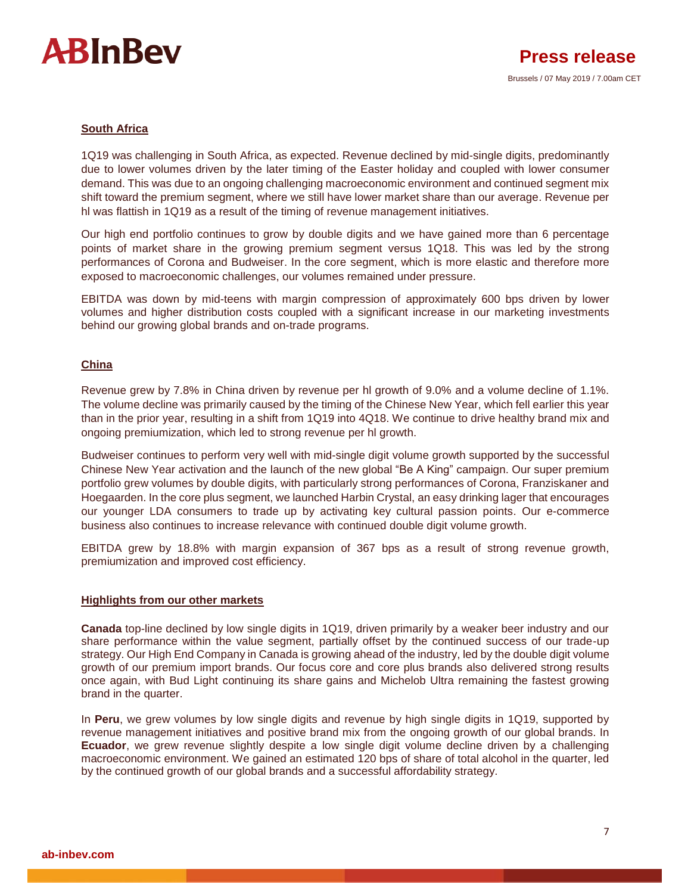## South Africa

1Q19 was challenging in South Africa, as expected. Revenue declined by mid-single digits, predominantly due to lower volumes driven by the later timing of the Easter holiday and coupled with lower consumer demand. This was due to an ongoing challenging macroeconomic environment and continued segment mix shift toward the premium segment, where we still have lower market share than our average. Revenue per hl was flattish in 1Q19 as a result of the timing of revenue management initiatives.

Our high end portfolio continues to grow by double digits and we have gained more than 6 percentage points of market share in the growing premium segment versus 1Q18. This was led by the strong performances of Corona and Budweiser. In the core segment, which is more elastic and therefore more exposed to macroeconomic challenges, our volumes remained under pressure.

EBITDA was down by mid-teens with margin compression of approximately 600 bps driven by lower volumes and higher distribution costs coupled with a significant increase in our marketing investments behind our growing global brands and on-trade programs.

## China

Revenue grew by 7.8% in China driven by revenue per hl growth of 9.0% and a volume decline of 1.1%. The volume decline was primarily caused by the timing of the Chinese New Year, which fell earlier this year than in the prior year, resulting in a shift from 1Q19 into 4Q18. We continue to drive healthy brand mix and ongoing premiumization, which led to strong revenue per hl growth.

Budweiser continues to perform very well with mid-single digit volume growth supported by the successful Chinese New Year activation and the launch of the new global "Be A King" campaign. Our super premium portfolio grew volumes by double digits, with particularly strong performances of Corona, Franziskaner and Hoegaarden. In the core plus segment, we launched Harbin Crystal, an easy drinking lager that encourages our younger LDA consumers to trade up by activating key cultural passion points. Our e-commerce business also continues to increase relevance with continued double digit volume growth.

EBITDA grew by 18.8% with margin expansion of 367 bps as a result of strong revenue growth, premiumization and improved cost efficiency.

## Highlights from our other markets

**Canada** top-line declined by low single digits in 1Q19, driven primarily by a weaker beer industry and our share performance within the value segment, partially offset by the continued success of our trade-up strategy. Our High End Company in Canada is growing ahead of the industry, led by the double digit volume growth of our premium import brands. Our focus core and core plus brands also delivered strong results once again, with Bud Light continuing its share gains and Michelob Ultra remaining the fastest growing brand in the quarter.

In **Peru**, we grew volumes by low single digits and revenue by high single digits in 1Q19, supported by revenue management initiatives and positive brand mix from the ongoing growth of our global brands. In **Ecuador**, we grew revenue slightly despite a low single digit volume decline driven by a challenging macroeconomic environment. We gained an estimated 120 bps of share of total alcohol in the quarter, led by the continued growth of our global brands and a successful affordability strategy.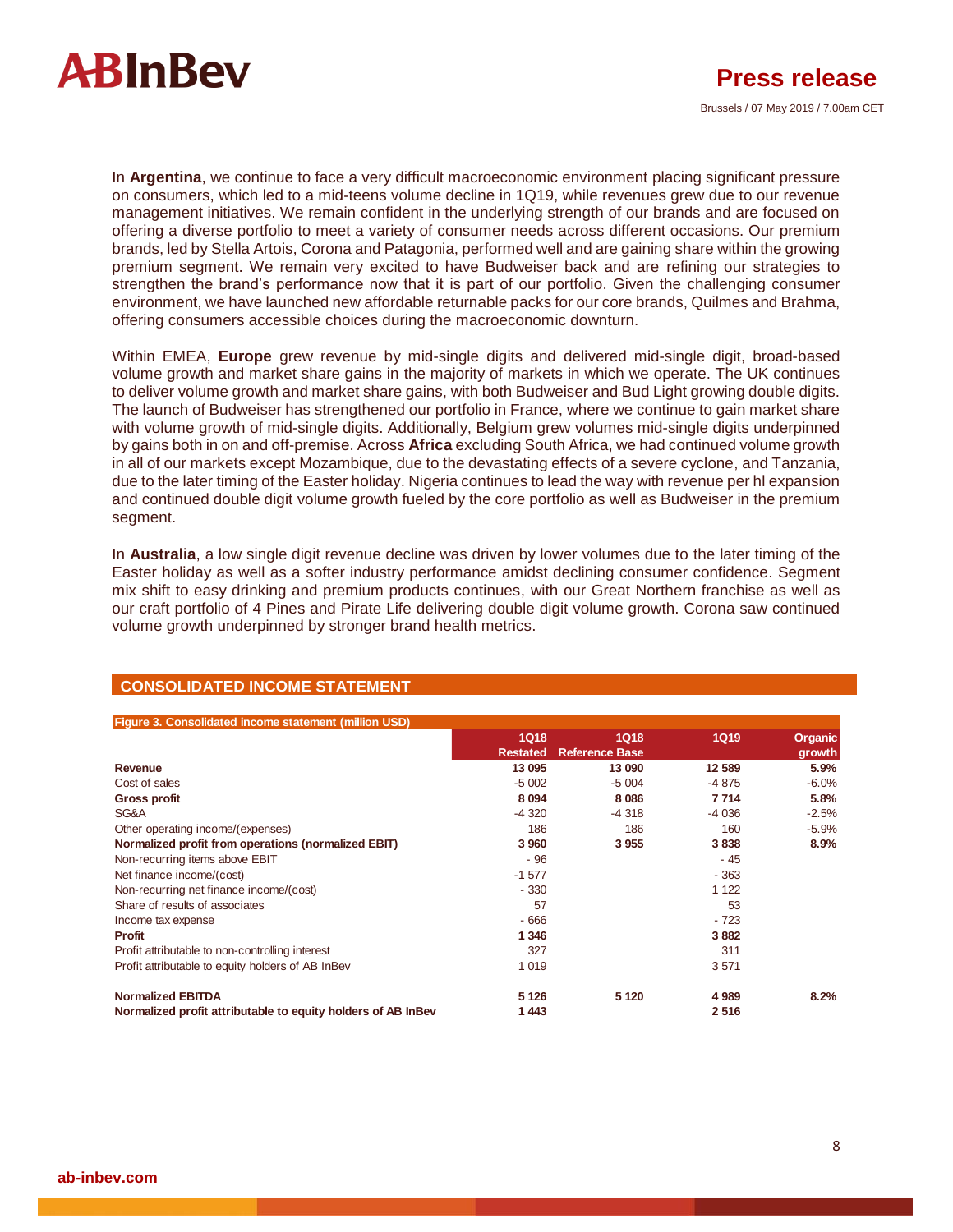In **Argentina**, we continue to face a very difficult macroeconomic environment placing significant pressure on consumers, which led to a mid-teens volume decline in 1Q19, while revenues grew due to our revenue management initiatives. We remain confident in the underlying strength of our brands and are focused on offering a diverse portfolio to meet a variety of consumer needs across different occasions. Our premium brands, led by Stella Artois, Corona and Patagonia, performed well and are gaining share within the growing premium segment. We remain very excited to have Budweiser back and are refining our strategies to strengthen the brand's performance now that it is part of our portfolio. Given the challenging consumer environment, we have launched new affordable returnable packs for our core brands, Quilmes and Brahma, offering consumers accessible choices during the macroeconomic downturn.

Within EMEA, **Europe** grew revenue by mid-single digits and delivered mid-single digit, broad-based volume growth and market share gains in the majority of markets in which we operate. The UK continues to deliver volume growth and market share gains, with both Budweiser and Bud Light growing double digits. The launch of Budweiser has strengthened our portfolio in France, where we continue to gain market share with volume growth of mid-single digits. Additionally, Belgium grew volumes mid-single digits underpinned by gains both in on and off-premise. Across **Africa** excluding South Africa, we had continued volume growth in all of our markets except Mozambique, due to the devastating effects of a severe cyclone, and Tanzania, due to the later timing of the Easter holiday. Nigeria continues to lead the way with revenue per hl expansion and continued double digit volume growth fueled by the core portfolio as well as Budweiser in the premium segment.

In **Australia**, a low single digit revenue decline was driven by lower volumes due to the later timing of the Easter holiday as well as a softer industry performance amidst declining consumer confidence. Segment mix shift to easy drinking and premium products continues, with our Great Northern franchise as well as our craft portfolio of 4 Pines and Pirate Life delivering double digit volume growth. Corona saw continued volume growth underpinned by stronger brand health metrics.

## CONSOLIDATED INCOME STATEMENT

**Figure 3. Consolidated income statement (million USD)**

| | 1Q18 Restated | 1Q18 Reference Base | 1Q19 | Organic growth |
|---|---|---|---|---|
| **Revenue** | **13 095** | **13 090** | **12 589** | **5.9%** |
| Cost of sales | -5 002 | -5 004 | -4 875 | -6.0% |
| **Gross profit** | **8 094** | **8 086** | **7 714** | **5.8%** |
| SG&A | -4 320 | -4 318 | -4 036 | -2.5% |
| Other operating income/(expenses) | 186 | 186 | 160 | -5.9% |
| **Normalized profit from operations (normalized EBIT)** | **3 960** | **3 955** | **3 838** | **8.9%** |
| Non-recurring items above EBIT | - 96 | | - 45 | |
| Net finance income/(cost) | -1 577 | | - 363 | |
| Non-recurring net finance income/(cost) | - 330 | | 1 122 | |
| Share of results of associates | 57 | | 53 | |
| Income tax expense | - 666 | | - 723 | |
| **Profit** | **1 346** | | **3 882** | |
| Profit attributable to non-controlling interest | 327 | | 311 | |
| Profit attributable to equity holders of AB InBev | 1 019 | | 3 571 | |
| | | | | |
| **Normalized EBITDA** | **5 126** | **5 120** | **4 989** | **8.2%** |
| **Normalized profit attributable to equity holders of AB InBev** | **1 443** | | **2 516** | |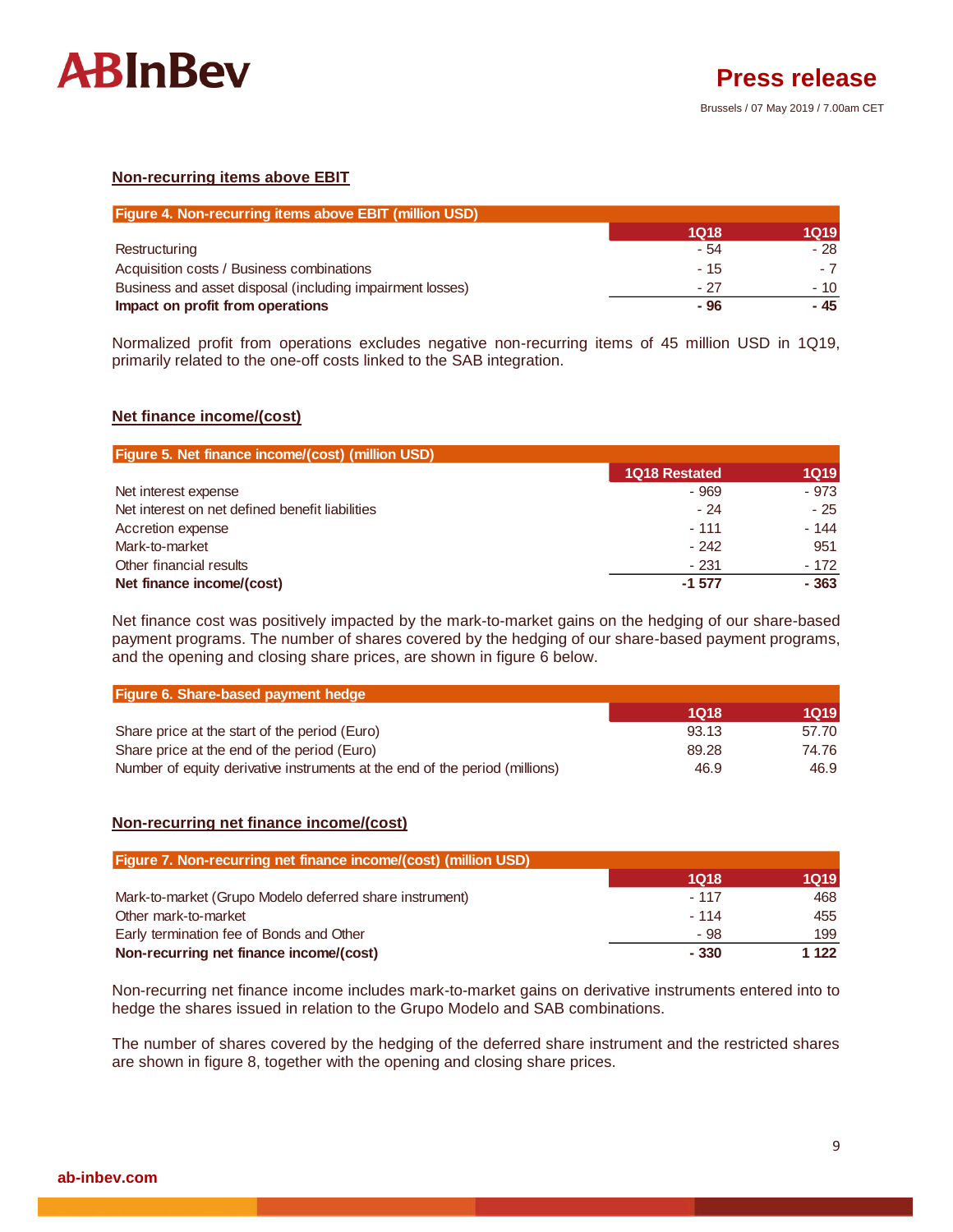## Non-recurring items above EBIT

| Figure 4. Non-recurring items above EBIT (million USD) | 1Q18 | 1Q19 |
|---|---|---|
| Restructuring | - 54 | - 28 |
| Acquisition costs / Business combinations | - 15 | - 7 |
| Business and asset disposal (including impairment losses) | - 27 | - 10 |
| **Impact on profit from operations** | **- 96** | **- 45** |

Normalized profit from operations excludes negative non-recurring items of 45 million USD in 1Q19, primarily related to the one-off costs linked to the SAB integration.

## Net finance income/(cost)

| Figure 5. Net finance income/(cost) (million USD) | 1Q18 Restated | 1Q19 |
|---|---|---|
| Net interest expense | - 969 | - 973 |
| Net interest on net defined benefit liabilities | - 24 | - 25 |
| Accretion expense | - 111 | - 144 |
| Mark-to-market | - 242 | 951 |
| Other financial results | - 231 | - 172 |
| **Net finance income/(cost)** | **-1 577** | **- 363** |

Net finance cost was positively impacted by the mark-to-market gains on the hedging of our share-based payment programs. The number of shares covered by the hedging of our share-based payment programs, and the opening and closing share prices, are shown in figure 6 below.

| Figure 6. Share-based payment hedge | 1Q18 | 1Q19 |
|---|---|---|
| Share price at the start of the period (Euro) | 93.13 | 57.70 |
| Share price at the end of the period (Euro) | 89.28 | 74.76 |
| Number of equity derivative instruments at the end of the period (millions) | 46.9 | 46.9 |

## Non-recurring net finance income/(cost)

| Figure 7. Non-recurring net finance income/(cost) (million USD) | 1Q18 | 1Q19 |
|---|---|---|
| Mark-to-market (Grupo Modelo deferred share instrument) | - 117 | 468 |
| Other mark-to-market | - 114 | 455 |
| Early termination fee of Bonds and Other | - 98 | 199 |
| **Non-recurring net finance income/(cost)** | **- 330** | **1 122** |

Non-recurring net finance income includes mark-to-market gains on derivative instruments entered into to hedge the shares issued in relation to the Grupo Modelo and SAB combinations.

The number of shares covered by the hedging of the deferred share instrument and the restricted shares are shown in figure 8, together with the opening and closing share prices.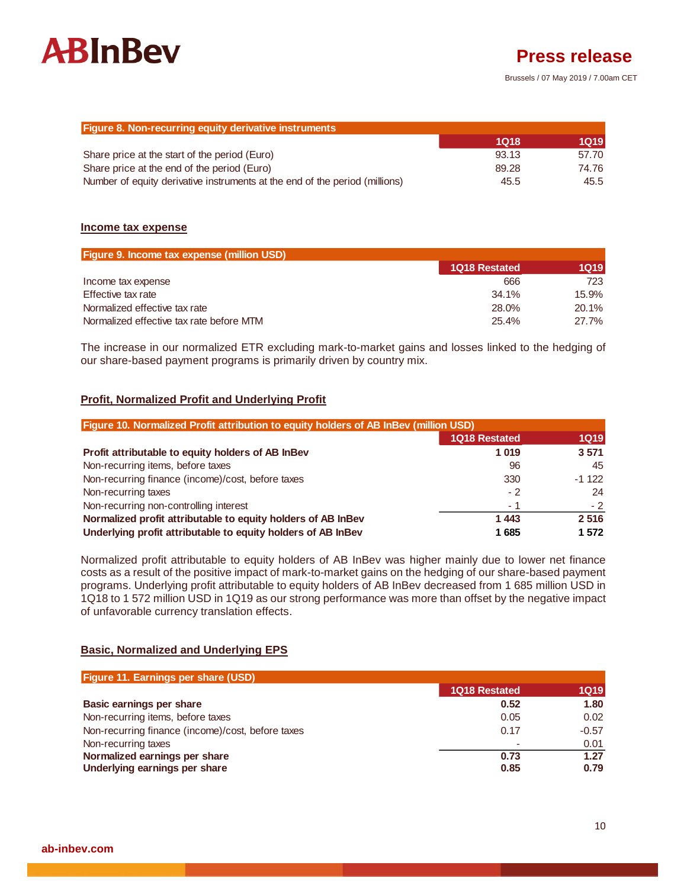| Figure 8. Non-recurring equity derivative instruments | 1Q18 | 1Q19 |
|---|---|---|
| Share price at the start of the period (Euro) | 93.13 | 57.70 |
| Share price at the end of the period (Euro) | 89.28 | 74.76 |
| Number of equity derivative instruments at the end of the period (millions) | 45.5 | 45.5 |

## Income tax expense

| Figure 9. Income tax expense (million USD) | 1Q18 Restated | 1Q19 |
|---|---|---|
| Income tax expense | 666 | 723 |
| Effective tax rate | 34.1% | 15.9% |
| Normalized effective tax rate | 28.0% | 20.1% |
| Normalized effective tax rate before MTM | 25.4% | 27.7% |

The increase in our normalized ETR excluding mark-to-market gains and losses linked to the hedging of our share-based payment programs is primarily driven by country mix.

## Profit, Normalized Profit and Underlying Profit

| Figure 10. Normalized Profit attribution to equity holders of AB InBev (million USD) | 1Q18 Restated | 1Q19 |
|---|---|---|
| **Profit attributable to equity holders of AB InBev** | **1 019** | **3 571** |
| Non-recurring items, before taxes | 96 | 45 |
| Non-recurring finance (income)/cost, before taxes | 330 | -1 122 |
| Non-recurring taxes | - 2 | 24 |
| Non-recurring non-controlling interest | - 1 | - 2 |
| **Normalized profit attributable to equity holders of AB InBev** | **1 443** | **2 516** |
| **Underlying profit attributable to equity holders of AB InBev** | **1 685** | **1 572** |

Normalized profit attributable to equity holders of AB InBev was higher mainly due to lower net finance costs as a result of the positive impact of mark-to-market gains on the hedging of our share-based payment programs. Underlying profit attributable to equity holders of AB InBev decreased from 1 685 million USD in 1Q18 to 1 572 million USD in 1Q19 as our strong performance was more than offset by the negative impact of unfavorable currency translation effects.

## Basic, Normalized and Underlying EPS

| Figure 11. Earnings per share (USD) | 1Q18 Restated | 1Q19 |
|---|---|---|
| **Basic earnings per share** | **0.52** | **1.80** |
| Non-recurring items, before taxes | 0.05 | 0.02 |
| Non-recurring finance (income)/cost, before taxes | 0.17 | -0.57 |
| Non-recurring taxes | - | 0.01 |
| **Normalized earnings per share** | **0.73** | **1.27** |
| **Underlying earnings per share** | **0.85** | **0.79** |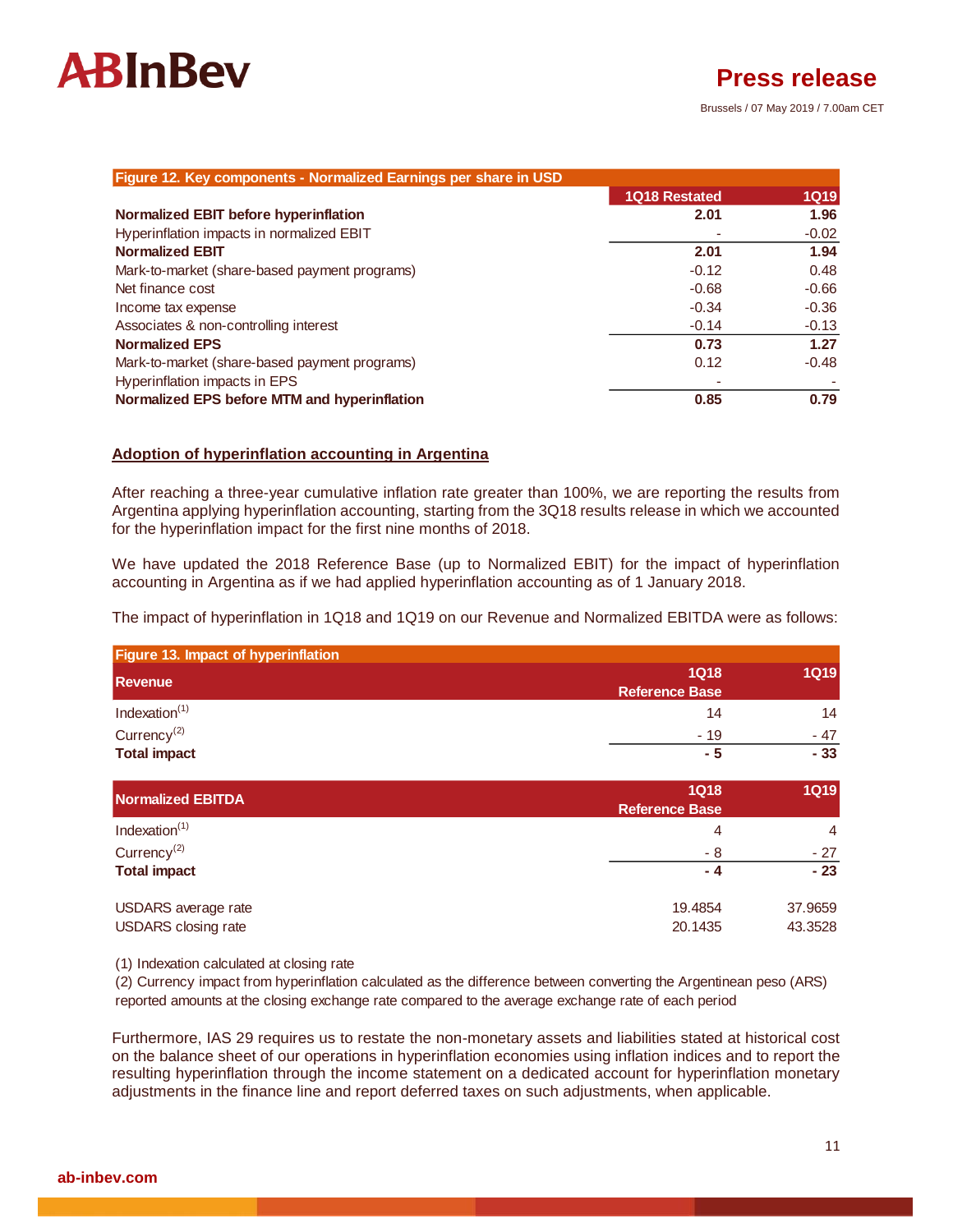**Figure 12. Key components - Normalized Earnings per share in USD**

| | 1Q18 Restated | 1Q19 |
|---|---|---|
| **Normalized EBIT before hyperinflation** | **2.01** | **1.96** |
| Hyperinflation impacts in normalized EBIT | - | -0.02 |
| **Normalized EBIT** | **2.01** | **1.94** |
| Mark-to-market (share-based payment programs) | -0.12 | 0.48 |
| Net finance cost | -0.68 | -0.66 |
| Income tax expense | -0.34 | -0.36 |
| Associates & non-controlling interest | -0.14 | -0.13 |
| **Normalized EPS** | **0.73** | **1.27** |
| Mark-to-market (share-based payment programs) | 0.12 | -0.48 |
| Hyperinflation impacts in EPS | - | - |
| **Normalized EPS before MTM and hyperinflation** | **0.85** | **0.79** |

## Adoption of hyperinflation accounting in Argentina

After reaching a three-year cumulative inflation rate greater than 100%, we are reporting the results from Argentina applying hyperinflation accounting, starting from the 3Q18 results release in which we accounted for the hyperinflation impact for the first nine months of 2018.

We have updated the 2018 Reference Base (up to Normalized EBIT) for the impact of hyperinflation accounting in Argentina as if we had applied hyperinflation accounting as of 1 January 2018.

The impact of hyperinflation in 1Q18 and 1Q19 on our Revenue and Normalized EBITDA were as follows:

**Figure 13. Impact of hyperinflation**

| **Revenue** | 1Q18 Reference Base | 1Q19 |
|---|---|---|
| Indexation[(1)] | 14 | 14 |
| Currency[(2)] | - 19 | - 47 |
| **Total impact** | **- 5** | **- 33** |
| **Normalized EBITDA** | **1Q18 Reference Base** | **1Q19** |
| Indexation[(1)] | 4 | 4 |
| Currency[(2)] | - 8 | - 27 |
| **Total impact** | **- 4** | **- 23** |
| | | |
| USDARS average rate | 19.4854 | 37.9659 |
| USDARS closing rate | 20.1435 | 43.3528 |

(1) Indexation calculated at closing rate
(2) Currency impact from hyperinflation calculated as the difference between converting the Argentinean peso (ARS) reported amounts at the closing exchange rate compared to the average exchange rate of each period

Furthermore, IAS 29 requires us to restate the non-monetary assets and liabilities stated at historical cost on the balance sheet of our operations in hyperinflation economies using inflation indices and to report the resulting hyperinflation through the income statement on a dedicated account for hyperinflation monetary adjustments in the finance line and report deferred taxes on such adjustments, when applicable.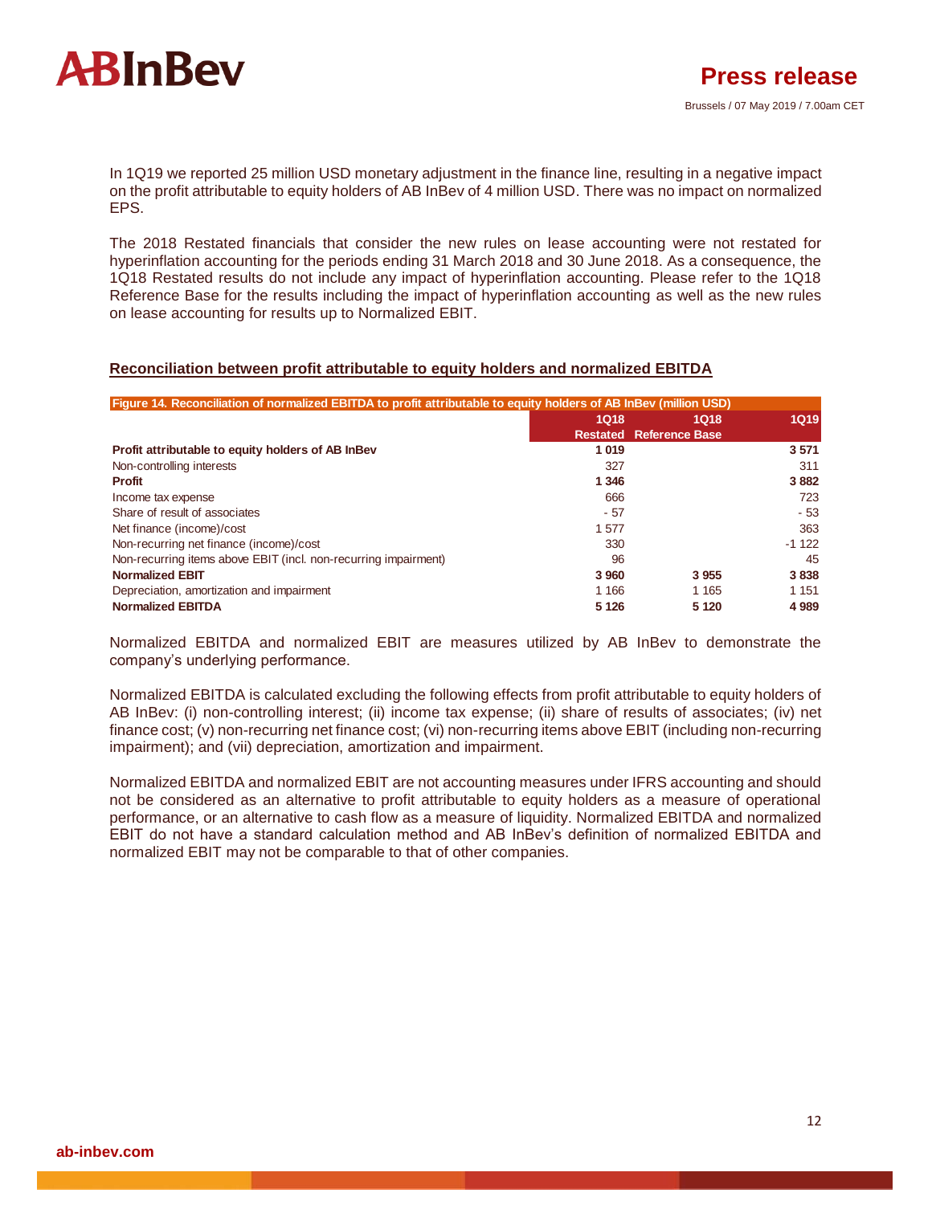In 1Q19 we reported 25 million USD monetary adjustment in the finance line, resulting in a negative impact on the profit attributable to equity holders of AB InBev of 4 million USD. There was no impact on normalized EPS.

The 2018 Restated financials that consider the new rules on lease accounting were not restated for hyperinflation accounting for the periods ending 31 March 2018 and 30 June 2018. As a consequence, the 1Q18 Restated results do not include any impact of hyperinflation accounting. Please refer to the 1Q18 Reference Base for the results including the impact of hyperinflation accounting as well as the new rules on lease accounting for results up to Normalized EBIT.

## Reconciliation between profit attributable to equity holders and normalized EBITDA

**Figure 14. Reconciliation of normalized EBITDA to profit attributable to equity holders of AB InBev (million USD)**

| | 1Q18 Restated | 1Q18 Reference Base | 1Q19 |
|---|---|---|---|
| **Profit attributable to equity holders of AB InBev** | **1 019** | | **3 571** |
| Non-controlling interests | 327 | | 311 |
| **Profit** | **1 346** | | **3 882** |
| Income tax expense | 666 | | 723 |
| Share of result of associates | - 57 | | - 53 |
| Net finance (income)/cost | 1 577 | | 363 |
| Non-recurring net finance (income)/cost | 330 | | -1 122 |
| Non-recurring items above EBIT (incl. non-recurring impairment) | 96 | | 45 |
| **Normalized EBIT** | **3 960** | **3 955** | **3 838** |
| Depreciation, amortization and impairment | 1 166 | 1 165 | 1 151 |
| **Normalized EBITDA** | **5 126** | **5 120** | **4 989** |

Normalized EBITDA and normalized EBIT are measures utilized by AB InBev to demonstrate the company's underlying performance.

Normalized EBITDA is calculated excluding the following effects from profit attributable to equity holders of AB InBev: (i) non-controlling interest; (ii) income tax expense; (ii) share of results of associates; (iv) net finance cost; (v) non-recurring net finance cost; (vi) non-recurring items above EBIT (including non-recurring impairment); and (vii) depreciation, amortization and impairment.

Normalized EBITDA and normalized EBIT are not accounting measures under IFRS accounting and should not be considered as an alternative to profit attributable to equity holders as a measure of operational performance, or an alternative to cash flow as a measure of liquidity. Normalized EBITDA and normalized EBIT do not have a standard calculation method and AB InBev's definition of normalized EBITDA and normalized EBIT may not be comparable to that of other companies.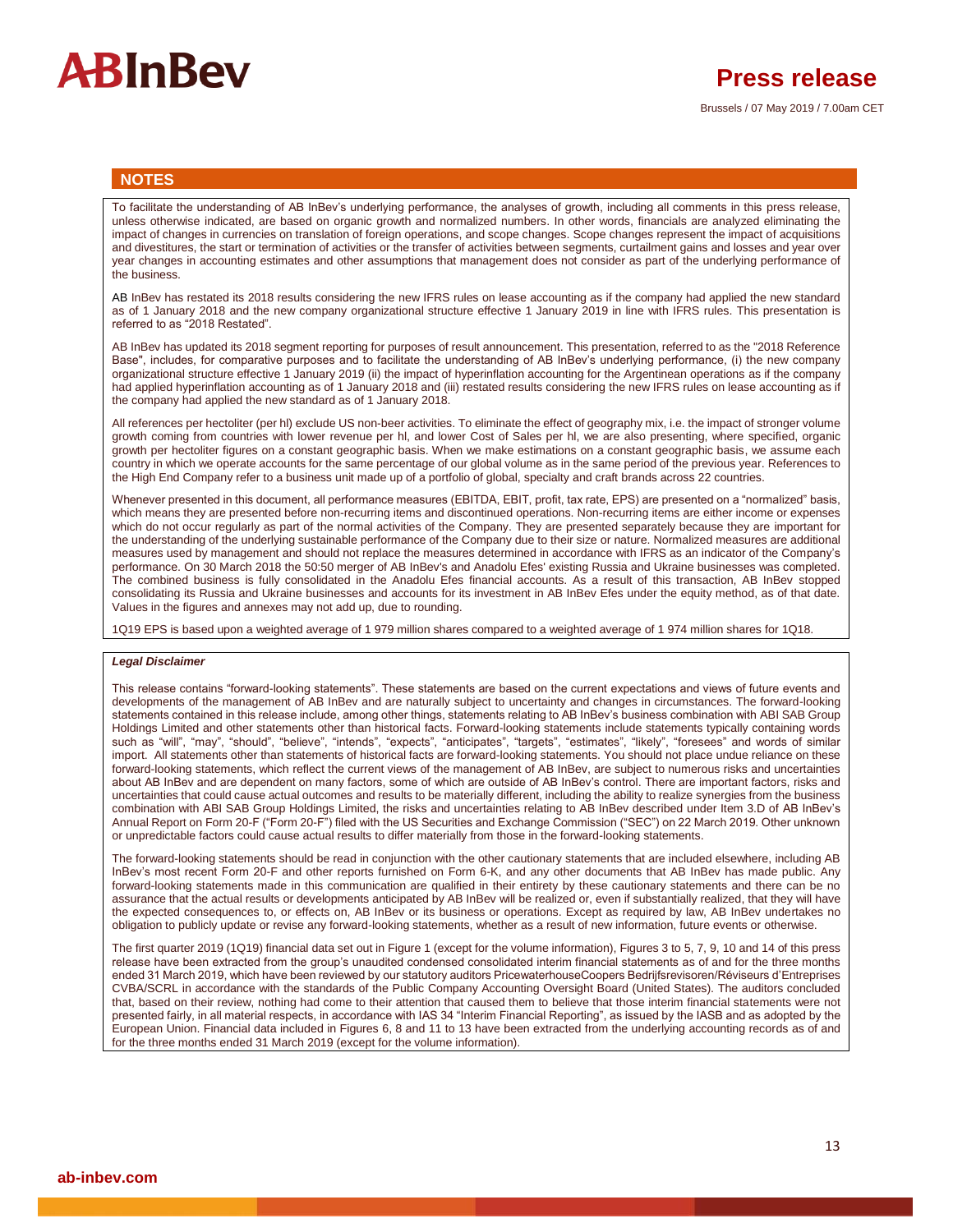## NOTES

To facilitate the understanding of AB InBev's underlying performance, the analyses of growth, including all comments in this press release, unless otherwise indicated, are based on organic growth and normalized numbers. In other words, financials are analyzed eliminating the impact of changes in currencies on translation of foreign operations, and scope changes. Scope changes represent the impact of acquisitions and divestitures, the start or termination of activities or the transfer of activities between segments, curtailment gains and losses and year over year changes in accounting estimates and other assumptions that management does not consider as part of the underlying performance of the business.

AB InBev has restated its 2018 results considering the new IFRS rules on lease accounting as if the company had applied the new standard as of 1 January 2018 and the new company organizational structure effective 1 January 2019 in line with IFRS rules. This presentation is referred to as "2018 Restated".

AB InBev has updated its 2018 segment reporting for purposes of result announcement. This presentation, referred to as the "2018 Reference Base", includes, for comparative purposes and to facilitate the understanding of AB InBev's underlying performance, (i) the new company organizational structure effective 1 January 2019 (ii) the impact of hyperinflation accounting for the Argentinean operations as if the company had applied hyperinflation accounting as of 1 January 2018 and (iii) restated results considering the new IFRS rules on lease accounting as if the company had applied the new standard as of 1 January 2018.

All references per hectoliter (per hl) exclude US non-beer activities. To eliminate the effect of geography mix, i.e. the impact of stronger volume growth coming from countries with lower revenue per hl, and lower Cost of Sales per hl, we are also presenting, where specified, organic growth per hectoliter figures on a constant geographic basis. When we make estimations on a constant geographic basis, we assume each country in which we operate accounts for the same percentage of our global volume as in the same period of the previous year. References to the High End Company refer to a business unit made up of a portfolio of global, specialty and craft brands across 22 countries.

Whenever presented in this document, all performance measures (EBITDA, EBIT, profit, tax rate, EPS) are presented on a "normalized" basis, which means they are presented before non-recurring items and discontinued operations. Non-recurring items are either income or expenses which do not occur regularly as part of the normal activities of the Company. They are presented separately because they are important for the understanding of the underlying sustainable performance of the Company due to their size or nature. Normalized measures are additional measures used by management and should not replace the measures determined in accordance with IFRS as an indicator of the Company's performance. On 30 March 2018 the 50:50 merger of AB InBev's and Anadolu Efes' existing Russia and Ukraine businesses was completed. The combined business is fully consolidated in the Anadolu Efes financial accounts. As a result of this transaction, AB InBev stopped consolidating its Russia and Ukraine businesses and accounts for its investment in AB InBev Efes under the equity method, as of that date. Values in the figures and annexes may not add up, due to rounding.

1Q19 EPS is based upon a weighted average of 1 979 million shares compared to a weighted average of 1 974 million shares for 1Q18.

***Legal Disclaimer***

This release contains "forward-looking statements". These statements are based on the current expectations and views of future events and developments of the management of AB InBev and are naturally subject to uncertainty and changes in circumstances. The forward-looking statements contained in this release include, among other things, statements relating to AB InBev's business combination with ABI SAB Group Holdings Limited and other statements other than historical facts. Forward-looking statements include statements typically containing words such as "will", "may", "should", "believe", "intends", "expects", "anticipates", "targets", "estimates", "likely", "foresees" and words of similar import. All statements other than statements of historical facts are forward-looking statements. You should not place undue reliance on these forward-looking statements, which reflect the current views of the management of AB InBev, are subject to numerous risks and uncertainties about AB InBev and are dependent on many factors, some of which are outside of AB InBev's control. There are important factors, risks and uncertainties that could cause actual outcomes and results to be materially different, including the ability to realize synergies from the business combination with ABI SAB Group Holdings Limited, the risks and uncertainties relating to AB InBev described under Item 3.D of AB InBev's Annual Report on Form 20-F ("Form 20-F") filed with the US Securities and Exchange Commission ("SEC") on 22 March 2019. Other unknown or unpredictable factors could cause actual results to differ materially from those in the forward-looking statements.

The forward-looking statements should be read in conjunction with the other cautionary statements that are included elsewhere, including AB InBev's most recent Form 20-F and other reports furnished on Form 6-K, and any other documents that AB InBev has made public. Any forward-looking statements made in this communication are qualified in their entirety by these cautionary statements and there can be no assurance that the actual results or developments anticipated by AB InBev will be realized or, even if substantially realized, that they will have the expected consequences to, or effects on, AB InBev or its business or operations. Except as required by law, AB InBev undertakes no obligation to publicly update or revise any forward-looking statements, whether as a result of new information, future events or otherwise.

The first quarter 2019 (1Q19) financial data set out in Figure 1 (except for the volume information), Figures 3 to 5, 7, 9, 10 and 14 of this press release have been extracted from the group's unaudited condensed consolidated interim financial statements as of and for the three months ended 31 March 2019, which have been reviewed by our statutory auditors PricewaterhouseCoopers Bedrijfsrevisoren/Réviseurs d'Entreprises CVBA/SCRL in accordance with the standards of the Public Company Accounting Oversight Board (United States). The auditors concluded that, based on their review, nothing had come to their attention that caused them to believe that those interim financial statements were not presented fairly, in all material respects, in accordance with IAS 34 "Interim Financial Reporting", as issued by the IASB and as adopted by the European Union. Financial data included in Figures 6, 8 and 11 to 13 have been extracted from the underlying accounting records as of and for the three months ended 31 March 2019 (except for the volume information).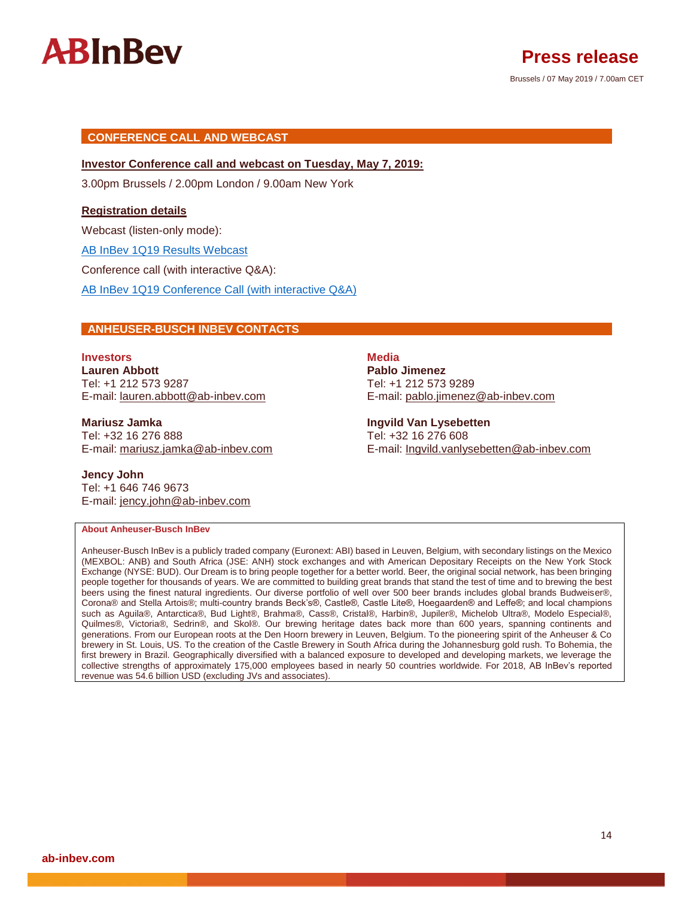## CONFERENCE CALL AND WEBCAST

**Investor Conference call and webcast on Tuesday, May 7, 2019:**

3.00pm Brussels / 2.00pm London / 9.00am New York

**Registration details**

Webcast (listen-only mode):

AB InBev 1Q19 Results Webcast

Conference call (with interactive Q&A):

AB InBev 1Q19 Conference Call (with interactive Q&A)

## ANHEUSER-BUSCH INBEV CONTACTS

**Investors**

**Lauren Abbott**
Tel: +1 212 573 9287
E-mail: lauren.abbott@ab-inbev.com

**Mariusz Jamka**
Tel: +32 16 276 888
E-mail: mariusz.jamka@ab-inbev.com

**Jency John**
Tel: +1 646 746 9673
E-mail: jency.john@ab-inbev.com

**Media**

**Pablo Jimenez**
Tel: +1 212 573 9289
E-mail: pablo.jimenez@ab-inbev.com

**Ingvild Van Lysebetten**
Tel: +32 16 276 608
E-mail: Ingvild.vanlysebetten@ab-inbev.com

**About Anheuser-Busch InBev**

Anheuser-Busch InBev is a publicly traded company (Euronext: ABI) based in Leuven, Belgium, with secondary listings on the Mexico (MEXBOL: ANB) and South Africa (JSE: ANH) stock exchanges and with American Depositary Receipts on the New York Stock Exchange (NYSE: BUD). Our Dream is to bring people together for a better world. Beer, the original social network, has been bringing people together for thousands of years. We are committed to building great brands that stand the test of time and to brewing the best beers using the finest natural ingredients. Our diverse portfolio of well over 500 beer brands includes global brands Budweiser®, Corona® and Stella Artois®; multi-country brands Beck's®, Castle®, Castle Lite®, Hoegaarden® and Leffe®; and local champions such as Aguila®, Antarctica®, Bud Light®, Brahma®, Cass®, Cristal®, Harbin®, Jupiler®, Michelob Ultra®, Modelo Especial®, Quilmes®, Victoria®, Sedrin®, and Skol®. Our brewing heritage dates back more than 600 years, spanning continents and generations. From our European roots at the Den Hoorn brewery in Leuven, Belgium. To the pioneering spirit of the Anheuser & Co brewery in St. Louis, US. To the creation of the Castle Brewery in South Africa during the Johannesburg gold rush. To Bohemia, the first brewery in Brazil. Geographically diversified with a balanced exposure to developed and developing markets, we leverage the collective strengths of approximately 175,000 employees based in nearly 50 countries worldwide. For 2018, AB InBev's reported revenue was 54.6 billion USD (excluding JVs and associates).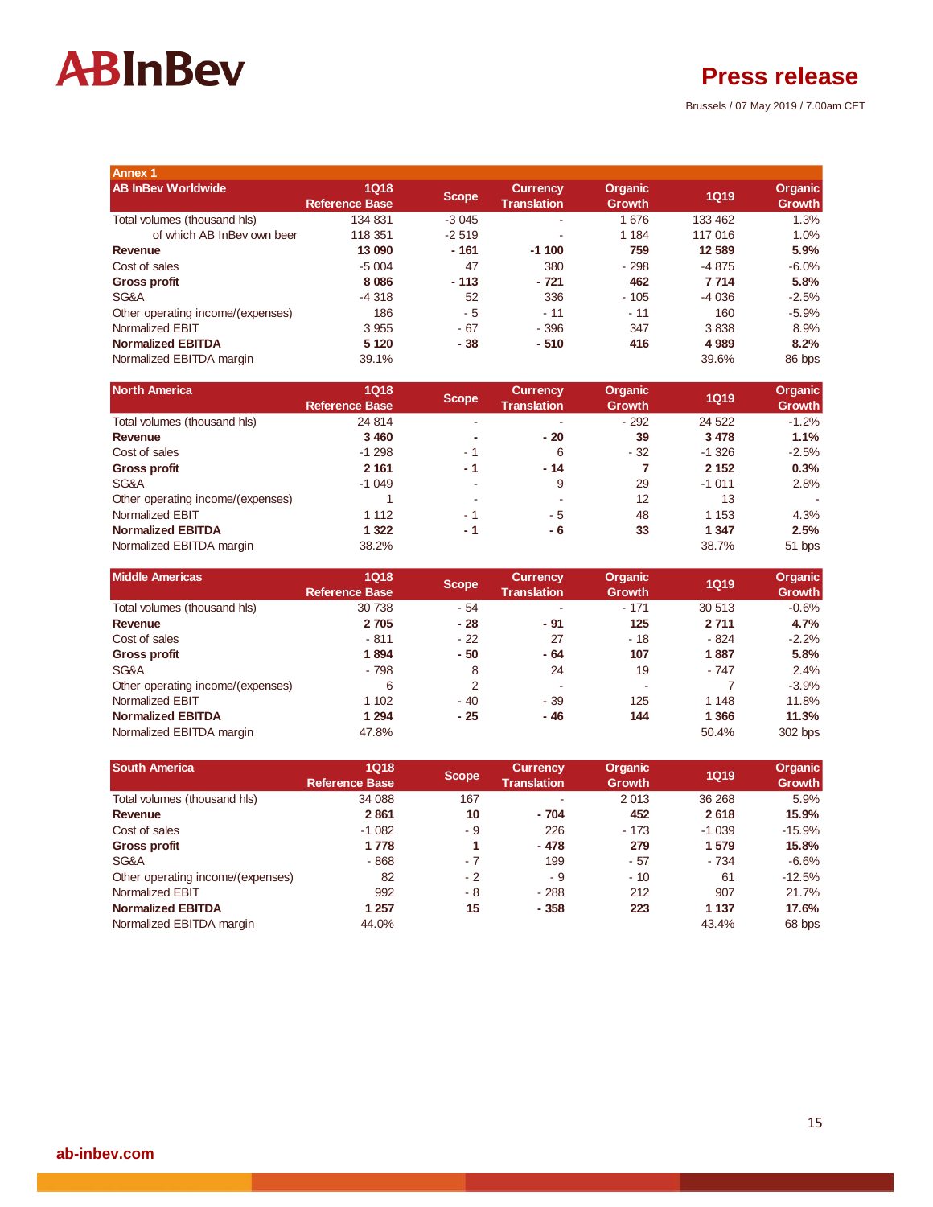## Annex 1

| AB InBev Worldwide | 1Q18 Reference Base | Scope | Currency Translation | Organic Growth | 1Q19 | Organic Growth |
|---|---|---|---|---|---|---|
| Total volumes (thousand hls) | 134 831 | -3 045 | - | 1 676 | 133 462 | 1.3% |
| of which AB InBev own beer | 118 351 | -2 519 | - | 1 184 | 117 016 | 1.0% |
| **Revenue** | **13 090** | **- 161** | **-1 100** | **759** | **12 589** | **5.9%** |
| Cost of sales | -5 004 | 47 | 380 | - 298 | -4 875 | -6.0% |
| **Gross profit** | **8 086** | **- 113** | **- 721** | **462** | **7 714** | **5.8%** |
| SG&A | -4 318 | 52 | 336 | - 105 | -4 036 | -2.5% |
| Other operating income/(expenses) | 186 | - 5 | - 11 | - 11 | 160 | -5.9% |
| Normalized EBIT | 3 955 | - 67 | - 396 | 347 | 3 838 | 8.9% |
| **Normalized EBITDA** | **5 120** | **- 38** | **- 510** | **416** | **4 989** | **8.2%** |
| Normalized EBITDA margin | 39.1% | | | | 39.6% | 86 bps |

| North America | 1Q18 Reference Base | Scope | Currency Translation | Organic Growth | 1Q19 | Organic Growth |
|---|---|---|---|---|---|---|
| Total volumes (thousand hls) | 24 814 | - | - | - 292 | 24 522 | -1.2% |
| **Revenue** | **3 460** | **-** | **- 20** | **39** | **3 478** | **1.1%** |
| Cost of sales | -1 298 | - 1 | 6 | - 32 | -1 326 | -2.5% |
| **Gross profit** | **2 161** | **- 1** | **- 14** | **7** | **2 152** | **0.3%** |
| SG&A | -1 049 | - | 9 | 29 | -1 011 | 2.8% |
| Other operating income/(expenses) | 1 | - | - | 12 | 13 | - |
| Normalized EBIT | 1 112 | - 1 | - 5 | 48 | 1 153 | 4.3% |
| **Normalized EBITDA** | **1 322** | **- 1** | **- 6** | **33** | **1 347** | **2.5%** |
| Normalized EBITDA margin | 38.2% | | | | 38.7% | 51 bps |

| Middle Americas | 1Q18 Reference Base | Scope | Currency Translation | Organic Growth | 1Q19 | Organic Growth |
|---|---|---|---|---|---|---|
| Total volumes (thousand hls) | 30 738 | - 54 | - | - 171 | 30 513 | -0.6% |
| **Revenue** | **2 705** | **- 28** | **- 91** | **125** | **2 711** | **4.7%** |
| Cost of sales | - 811 | - 22 | 27 | - 18 | - 824 | -2.2% |
| **Gross profit** | **1 894** | **- 50** | **- 64** | **107** | **1 887** | **5.8%** |
| SG&A | - 798 | 8 | 24 | 19 | - 747 | 2.4% |
| Other operating income/(expenses) | 6 | 2 | - | - | 7 | -3.9% |
| Normalized EBIT | 1 102 | - 40 | - 39 | 125 | 1 148 | 11.8% |
| **Normalized EBITDA** | **1 294** | **- 25** | **- 46** | **144** | **1 366** | **11.3%** |
| Normalized EBITDA margin | 47.8% | | | | 50.4% | 302 bps |

| South America | 1Q18 Reference Base | Scope | Currency Translation | Organic Growth | 1Q19 | Organic Growth |
|---|---|---|---|---|---|---|
| Total volumes (thousand hls) | 34 088 | 167 | - | 2 013 | 36 268 | 5.9% |
| **Revenue** | **2 861** | **10** | **- 704** | **452** | **2 618** | **15.9%** |
| Cost of sales | -1 082 | - 9 | 226 | - 173 | -1 039 | -15.9% |
| **Gross profit** | **1 778** | **1** | **- 478** | **279** | **1 579** | **15.8%** |
| SG&A | - 868 | - 7 | 199 | - 57 | - 734 | -6.6% |
| Other operating income/(expenses) | 82 | - 2 | - 9 | - 10 | 61 | -12.5% |
| Normalized EBIT | 992 | - 8 | - 288 | 212 | 907 | 21.7% |
| **Normalized EBITDA** | **1 257** | **15** | **- 358** | **223** | **1 137** | **17.6%** |
| Normalized EBITDA margin | 44.0% | | | | 43.4% | 68 bps |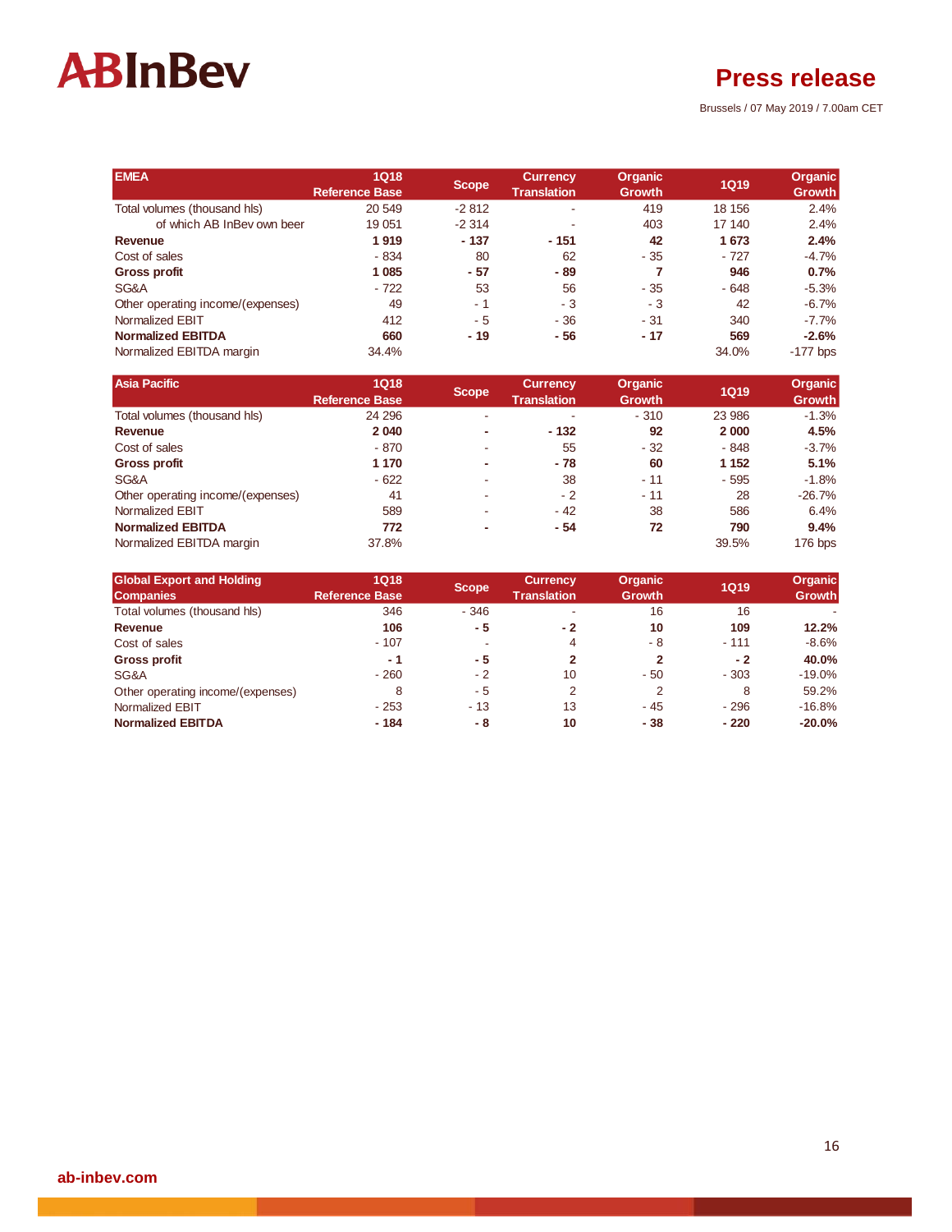| EMEA | 1Q18 Reference Base | Scope | Currency Translation | Organic Growth | 1Q19 | Organic Growth |
|---|---|---|---|---|---|---|
| Total volumes (thousand hls) | 20 549 | -2 812 | - | 419 | 18 156 | 2.4% |
| of which AB InBev own beer | 19 051 | -2 314 | - | 403 | 17 140 | 2.4% |
| **Revenue** | **1 919** | **- 137** | **- 151** | **42** | **1 673** | **2.4%** |
| Cost of sales | - 834 | 80 | 62 | - 35 | - 727 | -4.7% |
| **Gross profit** | **1 085** | **- 57** | **- 89** | **7** | **946** | **0.7%** |
| SG&A | - 722 | 53 | 56 | - 35 | - 648 | -5.3% |
| Other operating income/(expenses) | 49 | - 1 | - 3 | - 3 | 42 | -6.7% |
| Normalized EBIT | 412 | - 5 | - 36 | - 31 | 340 | -7.7% |
| **Normalized EBITDA** | **660** | **- 19** | **- 56** | **- 17** | **569** | **-2.6%** |
| Normalized EBITDA margin | 34.4% | | | | 34.0% | -177 bps |

| Asia Pacific | 1Q18 Reference Base | Scope | Currency Translation | Organic Growth | 1Q19 | Organic Growth |
|---|---|---|---|---|---|---|
| Total volumes (thousand hls) | 24 296 | - | - | - 310 | 23 986 | -1.3% |
| **Revenue** | **2 040** | **-** | **- 132** | **92** | **2 000** | **4.5%** |
| Cost of sales | - 870 | - | 55 | - 32 | - 848 | -3.7% |
| **Gross profit** | **1 170** | **-** | **- 78** | **60** | **1 152** | **5.1%** |
| SG&A | - 622 | - | 38 | - 11 | - 595 | -1.8% |
| Other operating income/(expenses) | 41 | - | - 2 | - 11 | 28 | -26.7% |
| Normalized EBIT | 589 | - | - 42 | 38 | 586 | 6.4% |
| **Normalized EBITDA** | **772** | **-** | **- 54** | **72** | **790** | **9.4%** |
| Normalized EBITDA margin | 37.8% | | | | 39.5% | 176 bps |

| Global Export and Holding Companies | 1Q18 Reference Base | Scope | Currency Translation | Organic Growth | 1Q19 | Organic Growth |
|---|---|---|---|---|---|---|
| Total volumes (thousand hls) | 346 | - 346 | - | 16 | 16 | - |
| **Revenue** | **106** | **- 5** | **- 2** | **10** | **109** | **12.2%** |
| Cost of sales | - 107 | - | 4 | - 8 | - 111 | -8.6% |
| **Gross profit** | **- 1** | **- 5** | **2** | **2** | **- 2** | **40.0%** |
| SG&A | - 260 | - 2 | 10 | - 50 | - 303 | -19.0% |
| Other operating income/(expenses) | 8 | - 5 | 2 | 2 | 8 | 59.2% |
| Normalized EBIT | - 253 | - 13 | 13 | - 45 | - 296 | -16.8% |
| **Normalized EBITDA** | **- 184** | **- 8** | **10** | **- 38** | **- 220** | **-20.0%** |